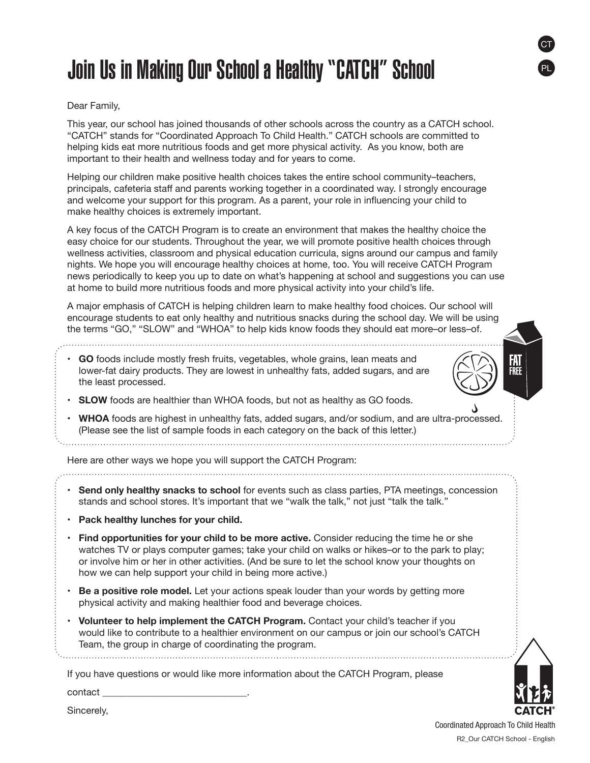# Join Us in Making Our School a Healthy "CATCH" School

Dear Family,

This year, our school has joined thousands of other schools across the country as a CATCH school. "CATCH" stands for "Coordinated Approach To Child Health." CATCH schools are committed to helping kids eat more nutritious foods and get more physical activity. As you know, both are important to their health and wellness today and for years to come.

Helping our children make positive health choices takes the entire school community–teachers, principals, cafeteria staff and parents working together in a coordinated way. I strongly encourage and welcome your support for this program. As a parent, your role in influencing your child to make healthy choices is extremely important.

A key focus of the CATCH Program is to create an environment that makes the healthy choice the easy choice for our students. Throughout the year, we will promote positive health choices through wellness activities, classroom and physical education curricula, signs around our campus and family nights. We hope you will encourage healthy choices at home, too. You will receive CATCH Program news periodically to keep you up to date on what's happening at school and suggestions you can use at home to build more nutritious foods and more physical activity into your child's life.

A major emphasis of CATCH is helping children learn to make healthy food choices. Our school will encourage students to eat only healthy and nutritious snacks during the school day. We will be using the terms "GO," "SLOW" and "WHOA" to help kids know foods they should eat more–or less–of.

- **GO** foods include mostly fresh fruits, vegetables, whole grains, lean meats and lower-fat dairy products. They are lowest in unhealthy fats, added sugars, and are the least processed.
- **SLOW** foods are healthier than WHOA foods, but not as healthy as GO foods.
- **WHOA** foods are highest in unhealthy fats, added sugars, and/or sodium, and are ultra-processed. (Please see the list of sample foods in each category on the back of this letter.)

Here are other ways we hope you will support the CATCH Program:

- **Send only healthy snacks to school** for events such as class parties, PTA meetings, concession stands and school stores. It's important that we "walk the talk," not just "talk the talk."
- **Pack healthy lunches for your child.**
- **Find opportunities for your child to be more active.** Consider reducing the time he or she watches TV or plays computer games; take your child on walks or hikes–or to the park to play; or involve him or her in other activities. (And be sure to let the school know your thoughts on how we can help support your child in being more active.)
- **Be a positive role model.** Let your actions speak louder than your words by getting more physical activity and making healthier food and beverage choices.
- **Volunteer to help implement the CATCH Program.** Contact your child's teacher if you would like to contribute to a healthier environment on our campus or join our school's CATCH Team, the group in charge of coordinating the program.

If you have questions or would like more information about the CATCH Program, please contact ____________________________.

Sincerely,

CATCH®
Coordinated Approach To Child Health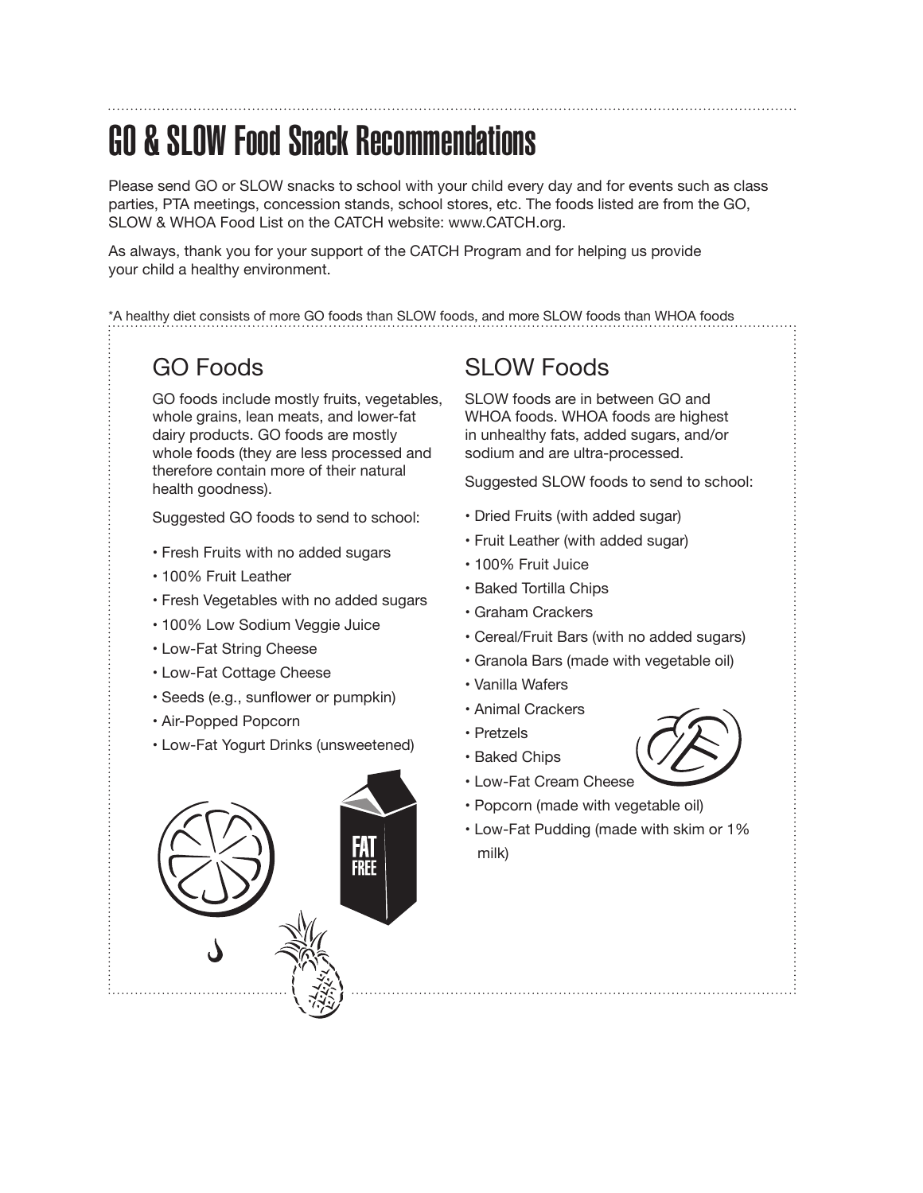# GO & SLOW Food Snack Recommendations

Please send GO or SLOW snacks to school with your child every day and for events such as class parties, PTA meetings, concession stands, school stores, etc. The foods listed are from the GO, SLOW & WHOA Food List on the CATCH website: www.CATCH.org.

As always, thank you for your support of the CATCH Program and for helping us provide your child a healthy environment.

*A healthy diet consists of more GO foods than SLOW foods, and more SLOW foods than WHOA foods

## GO Foods

GO foods include mostly fruits, vegetables, whole grains, lean meats, and lower-fat dairy products. GO foods are mostly whole foods (they are less processed and therefore contain more of their natural health goodness).

Suggested GO foods to send to school:

- Fresh Fruits with no added sugars
- 100% Fruit Leather
- Fresh Vegetables with no added sugars
- 100% Low Sodium Veggie Juice
- Low-Fat String Cheese
- Low-Fat Cottage Cheese
- Seeds (e.g., sunflower or pumpkin)
- Air-Popped Popcorn
- Low-Fat Yogurt Drinks (unsweetened)

## SLOW Foods

SLOW foods are in between GO and WHOA foods. WHOA foods are highest in unhealthy fats, added sugars, and/or sodium and are ultra-processed.

Suggested SLOW foods to send to school:

- Dried Fruits (with added sugar)
- Fruit Leather (with added sugar)
- 100% Fruit Juice
- Baked Tortilla Chips
- Graham Crackers
- Cereal/Fruit Bars (with no added sugars)
- Granola Bars (made with vegetable oil)
- Vanilla Wafers
- Animal Crackers
- Pretzels
- Baked Chips
- Low-Fat Cream Cheese
- Popcorn (made with vegetable oil)
- Low-Fat Pudding (made with skim or 1% milk)